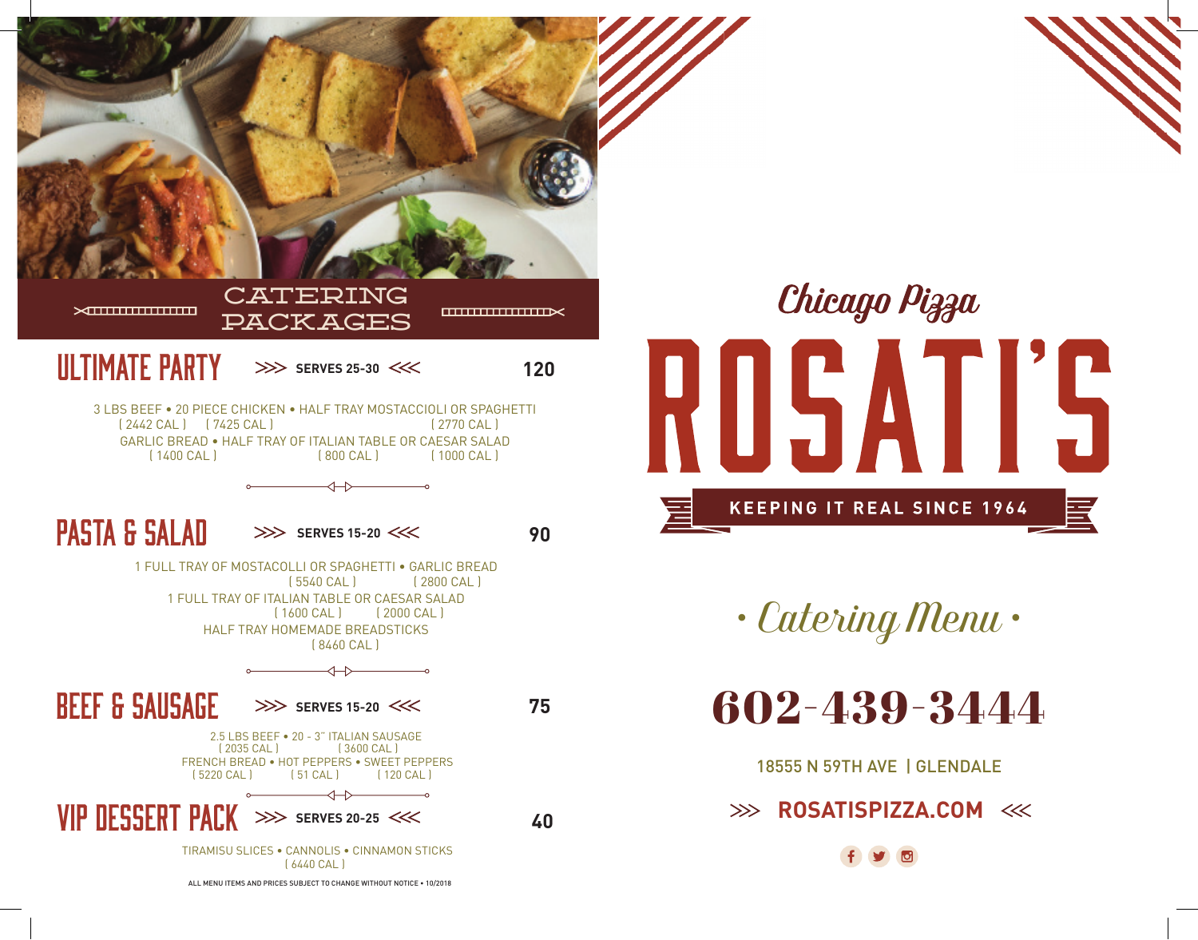## CATERING PACKAGES

### ULTIMATE PARTY >>> SERVES 25-30 <<< 120

3 LBS BEEF ( 2442 CAL ) • 20 PIECE CHICKEN ( 7425 CAL ) • HALF TRAY MOSTACCIOLI OR SPAGHETTI ( 2770 CAL )
GARLIC BREAD ( 1400 CAL ) • HALF TRAY OF ITALIAN TABLE ( 800 CAL ) OR CAESAR SALAD ( 1000 CAL )

### PASTA & SALAD >>> SERVES 15-20 <<< 90

1 FULL TRAY OF MOSTACOLLI OR SPAGHETTI ( 5540 CAL ) • GARLIC BREAD ( 2800 CAL )
1 FULL TRAY OF ITALIAN TABLE ( 1600 CAL ) OR CAESAR SALAD ( 2000 CAL )
HALF TRAY HOMEMADE BREADSTICKS ( 8460 CAL )

### BEEF & SAUSAGE >>> SERVES 15-20 <<< 75

2.5 LBS BEEF ( 2035 CAL ) • 20 - 3" ITALIAN SAUSAGE ( 3600 CAL )
FRENCH BREAD ( 5220 CAL ) • HOT PEPPERS ( 51 CAL ) • SWEET PEPPERS ( 120 CAL )

### VIP DESSERT PACK >>> SERVES 20-25 <<< 40

TIRAMISU SLICES • CANNOLIS • CINNAMON STICKS
( 6440 CAL )

ALL MENU ITEMS AND PRICES SUBJECT TO CHANGE WITHOUT NOTICE • 10/2018

*Chicago Pizza*

# ROSATI'S

**KEEPING IT REAL SINCE 1964**

*• Catering Menu •*

## 602-439-3444

18555 N 59TH AVE | GLENDALE

>>> **ROSATISPIZZA.COM** <<<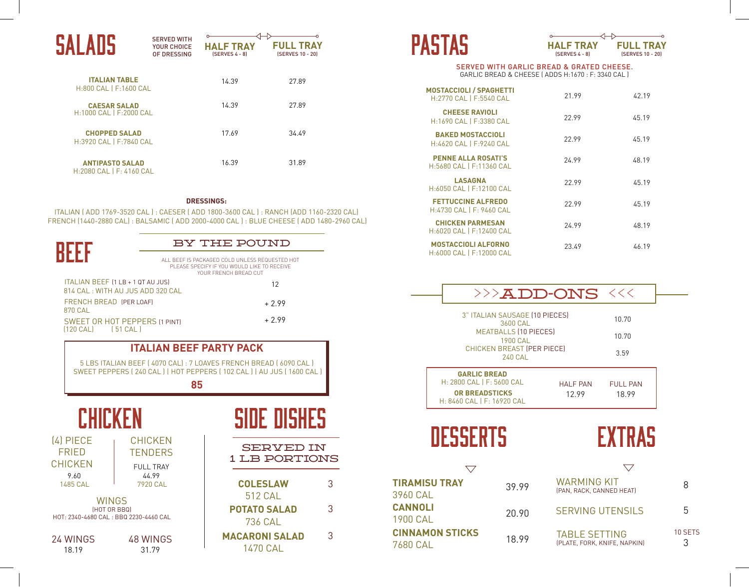# SALADS

SERVED WITH YOUR CHOICE OF DRESSING

| | HALF TRAY (SERVES 4 - 8) | FULL TRAY (SERVES 10 - 20) |
|---|---|---|
| **ITALIAN TABLE** H:800 CAL \| F:1600 CAL | 14.39 | 27.89 |
| **CAESAR SALAD** H:1000 CAL \| F:2000 CAL | 14.39 | 27.89 |
| **CHOPPED SALAD** H:3920 CAL \| F:7840 CAL | 17.69 | 34.49 |
| **ANTIPASTO SALAD** H:2080 CAL \| F: 4160 CAL | 16.39 | 31.89 |

**DRESSINGS:**

ITALIAN ( ADD 1769-3520 CAL ) : CAESER ( ADD 1800-3600 CAL ) : RANCH (ADD 1160-2320 CAL)
FRENCH (1440-2880 CAL) : BALSAMIC ( ADD 2000-4000 CAL ) : BLUE CHEESE ( ADD 1480-2960 CAL)

# BEEF

## BY THE POUND

ALL BEEF IS PACKAGED COLD UNLESS REQUESTED HOT
PLEASE SPECIFY IF YOU WOULD LIKE TO RECEIVE YOUR FRENCH BREAD CUT

| | |
|---|---|
| ITALIAN BEEF (1 LB + 1 QT AU JUS) 814 CAL : WITH AU JUS ADD 320 CAL | 12 |
| FRENCH BREAD (PER LOAF) 870 CAL | + 2.99 |
| SWEET OR HOT PEPPERS (1 PINT) (120 CAL) (51 CAL) | + 2.99 |

## ITALIAN BEEF PARTY PACK

5 LBS ITALIAN BEEF ( 4070 CAL) : 7 LOAVES FRENCH BREAD ( 6090 CAL )
SWEET PEPPERS ( 240 CAL ) | HOT PEPPERS ( 102 CAL ) | AU JUS ( 1600 CAL )

**85**

# CHICKEN

(4) PIECE FRIED CHICKEN
9.60
1485 CAL

CHICKEN TENDERS
FULL TRAY
44.99
7920 CAL

WINGS
(HOT OR BBQ)
HOT: 2340-4680 CAL : BBQ 2230-4460 CAL

| 24 WINGS | 48 WINGS |
|---|---|
| 18.19 | 31.79 |

# SIDE DISHES

## SERVED IN 1 LB PORTIONS

| | |
|---|---|
| **COLESLAW** 512 CAL | 3 |
| **POTATO SALAD** 736 CAL | 3 |
| **MACARONI SALAD** 1470 CAL | 3 |

# PASTAS

SERVED WITH GARLIC BREAD & GRATED CHEESE.
GARLIC BREAD & CHEESE ( ADDS H:1670 : F: 3340 CAL )

| | HALF TRAY (SERVES 4 - 8) | FULL TRAY (SERVES 10 - 20) |
|---|---|---|
| **MOSTACCIOLI / SPAGHETTI** H:2770 CAL \| F:5540 CAL | 21.99 | 42.19 |
| **CHEESE RAVIOLI** H:1690 CAL \| F:3380 CAL | 22.99 | 45.19 |
| **BAKED MOSTACCIOLI** H:4620 CAL \| F:9240 CAL | 22.99 | 45.19 |
| **PENNE ALLA ROSATI'S** H:5680 CAL \| F:11360 CAL | 24.99 | 48.19 |
| **LASAGNA** H:6050 CAL \| F:12100 CAL | 22.99 | 45.19 |
| **FETTUCCINE ALFREDO** H:4730 CAL \| F: 9460 CAL | 22.99 | 45.19 |
| **CHICKEN PARMESAN** H:6020 CAL \| F:12400 CAL | 24.99 | 48.19 |
| **MOSTACCIOLI ALFORNO** H:6000 CAL \| F:12000 CAL | 23.49 | 46.19 |

## >>>ADD-ONS <<<

| | |
|---|---|
| 3" ITALIAN SAUSAGE (10 PIECES) 3600 CAL | 10.70 |
| MEATBALLS (10 PIECES) 1900 CAL | 10.70 |
| CHICKEN BREAST (PER PIECE) 240 CAL | 3.59 |

| | HALF PAN | FULL PAN |
|---|---|---|
| **GARLIC BREAD** H: 2800 CAL \| F: 5600 CAL **OR BREADSTICKS** H: 8460 CAL \| F: 16920 CAL | 12.99 | 18.99 |

# DESSERTS

| | |
|---|---|
| **TIRAMISU TRAY** 3960 CAL | 39.99 |
| **CANNOLI** 1900 CAL | 20.90 |
| **CINNAMON STICKS** 7680 CAL | 18.99 |

# EXTRAS

| | |
|---|---|
| WARMING KIT (PAN, RACK, CANNED HEAT) | 8 |
| SERVING UTENSILS | 5 |
| TABLE SETTING (PLATE, FORK, KNIFE, NAPKIN) | 10 SETS 3 |